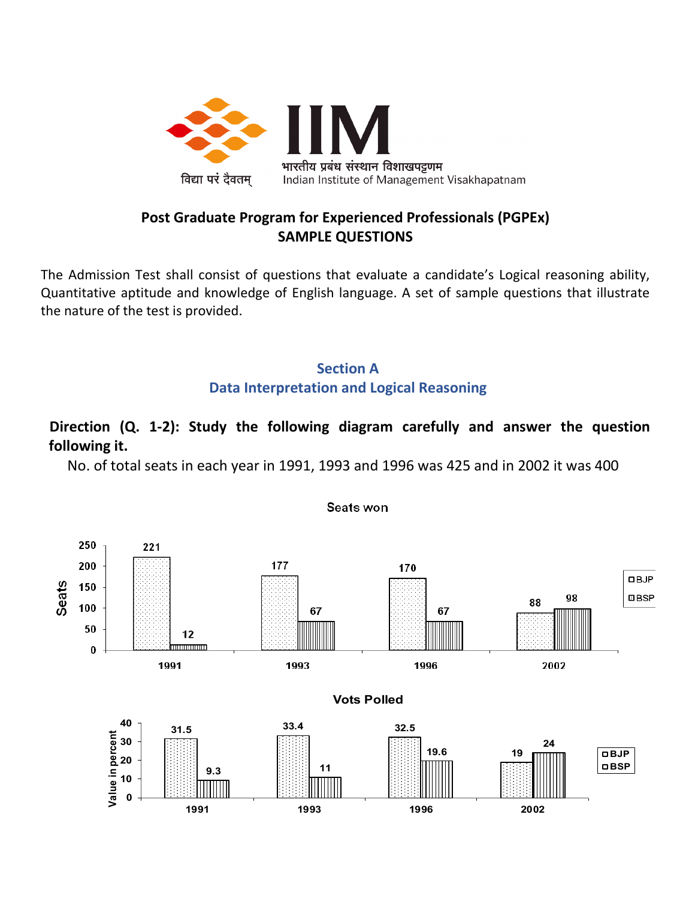विद्या परं दैवतम्

# IIM

भारतीय प्रबंध संस्थान विशाखपट्टणम
Indian Institute of Management Visakhapatnam

## Post Graduate Program for Experienced Professionals (PGPEx)
## SAMPLE QUESTIONS

The Admission Test shall consist of questions that evaluate a candidate's Logical reasoning ability, Quantitative aptitude and knowledge of English language. A set of sample questions that illustrate the nature of the test is provided.

## Section A
## Data Interpretation and Logical Reasoning

**Direction (Q. 1-2): Study the following diagram carefully and answer the question following it.**

No. of total seats in each year in 1991, 1993 and 1996 was 425 and in 2002 it was 400

**Seats won**

| Year | BJP | BSP |
|---|---|---|
| 1991 | 221 | 12 |
| 1993 | 177 | 67 |
| 1996 | 170 | 67 |
| 2002 | 88 | 98 |

**Vots Polled** (Value in percent)

| Year | BJP | BSP |
|---|---|---|
| 1991 | 31.5 | 9.3 |
| 1993 | 33.4 | 11 |
| 1996 | 32.5 | 19.6 |
| 2002 | 19 | 24 |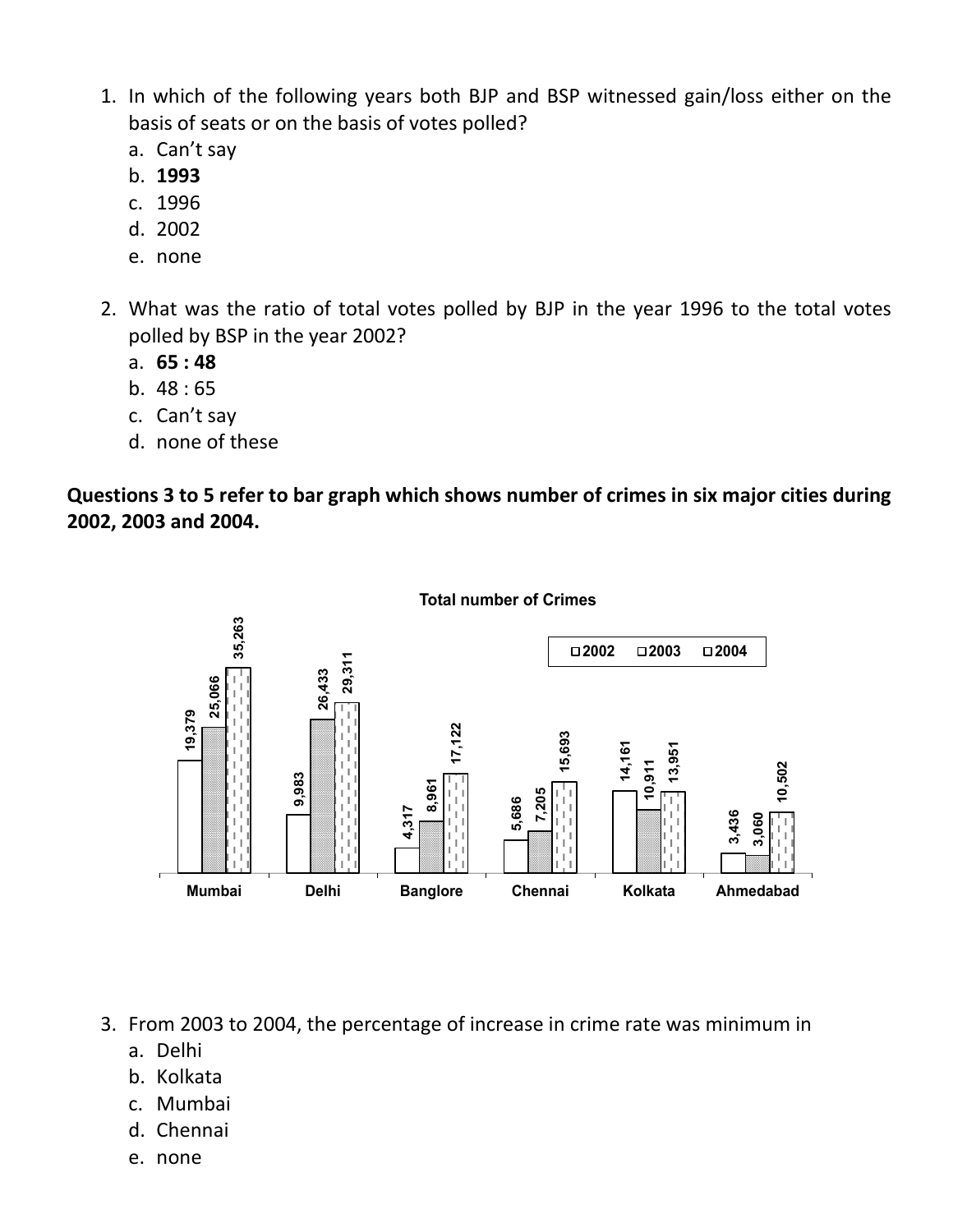1. In which of the following years both BJP and BSP witnessed gain/loss either on the basis of seats or on the basis of votes polled?
   a. Can't say
   b. **1993**
   c. 1996
   d. 2002
   e. none

2. What was the ratio of total votes polled by BJP in the year 1996 to the total votes polled by BSP in the year 2002?
   a. **65 : 48**
   b. 48 : 65
   c. Can't say
   d. none of these

**Questions 3 to 5 refer to bar graph which shows number of crimes in six major cities during 2002, 2003 and 2004.**

**Total number of Crimes**

| City | 2002 | 2003 | 2004 |
|---|---|---|---|
| Mumbai | 19,379 | 25,066 | 35,263 |
| Delhi | 9,983 | 26,433 | 29,311 |
| Banglore | 4,317 | 8,961 | 17,122 |
| Chennai | 5,686 | 7,205 | 15,693 |
| Kolkata | 14,161 | 10,911 | 13,951 |
| Ahmedabad | 3,436 | 3,060 | 10,502 |

3. From 2003 to 2004, the percentage of increase in crime rate was minimum in
   a. Delhi
   b. Kolkata
   c. Mumbai
   d. Chennai
   e. none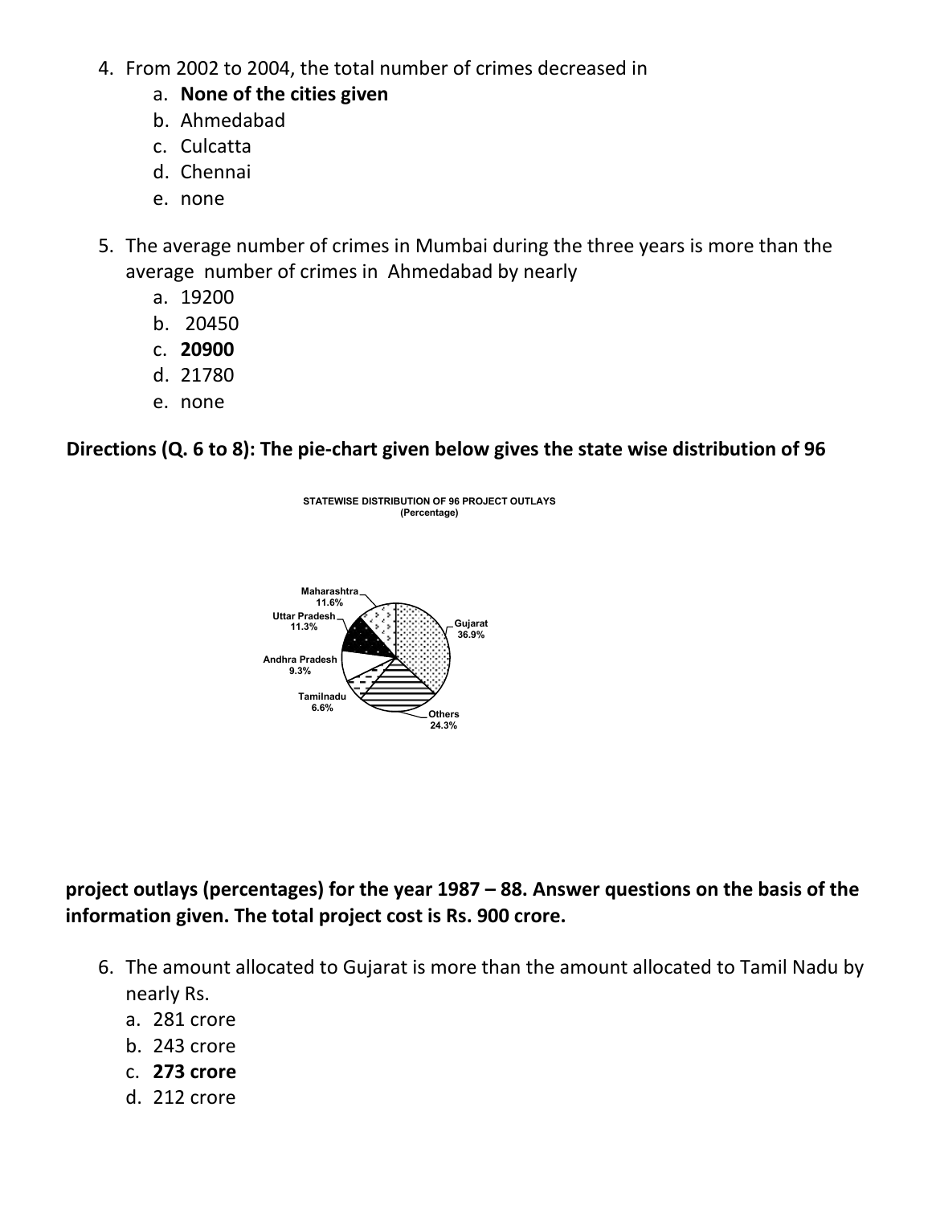4. From 2002 to 2004, the total number of crimes decreased in
    a. **None of the cities given**
    b. Ahmedabad
    c. Culcatta
    d. Chennai
    e. none

5. The average number of crimes in Mumbai during the three years is more than the average number of crimes in Ahmedabad by nearly
    a. 19200
    b. 20450
    c. **20900**
    d. 21780
    e. none

**Directions (Q. 6 to 8): The pie-chart given below gives the state wise distribution of 96**

STATEWISE DISTRIBUTION OF 96 PROJECT OUTLAYS
(Percentage)

| State | Percentage |
|---|---|
| Maharashtra | 11.6% |
| Uttar Pradesh | 11.3% |
| Andhra Pradesh | 9.3% |
| Tamilnadu | 6.6% |
| Gujarat | 36.9% |
| Others | 24.3% |

**project outlays (percentages) for the year 1987 – 88. Answer questions on the basis of the information given. The total project cost is Rs. 900 crore.**

6. The amount allocated to Gujarat is more than the amount allocated to Tamil Nadu by nearly Rs.
    a. 281 crore
    b. 243 crore
    c. **273 crore**
    d. 212 crore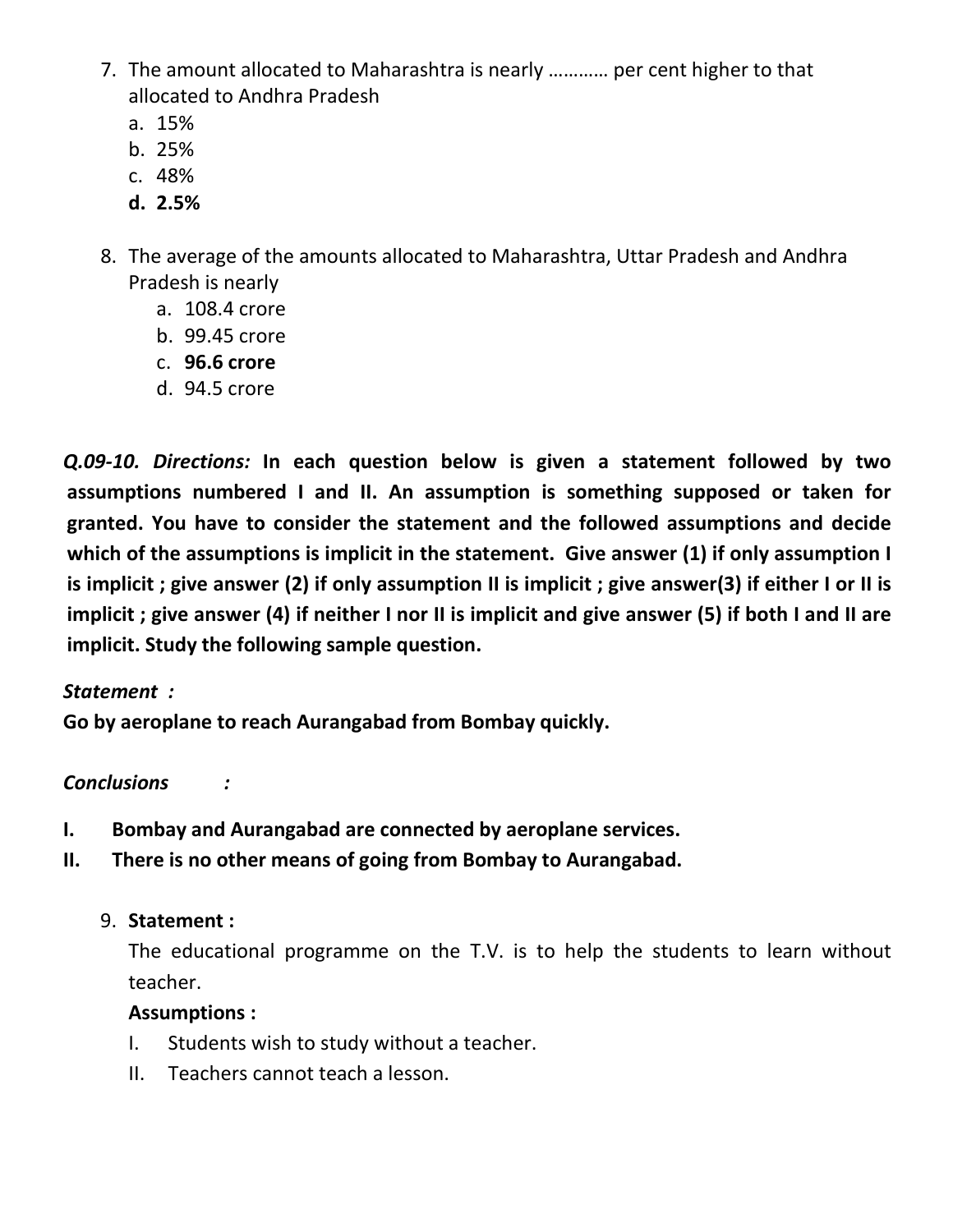7. The amount allocated to Maharashtra is nearly ………… per cent higher to that allocated to Andhra Pradesh
   a. 15%
   b. 25%
   c. 48%
   **d. 2.5%**

8. The average of the amounts allocated to Maharashtra, Uttar Pradesh and Andhra Pradesh is nearly
   a. 108.4 crore
   b. 99.45 crore
   c. **96.6 crore**
   d. 94.5 crore

***Q.09-10. Directions:*** **In each question below is given a statement followed by two assumptions numbered I and II. An assumption is something supposed or taken for granted. You have to consider the statement and the followed assumptions and decide which of the assumptions is implicit in the statement. Give answer (1) if only assumption I is implicit ; give answer (2) if only assumption II is implicit ; give answer(3) if either I or II is implicit ; give answer (4) if neither I nor II is implicit and give answer (5) if both I and II are implicit. Study the following sample question.**

***Statement :***

**Go by aeroplane to reach Aurangabad from Bombay quickly.**

***Conclusions :***

**I. Bombay and Aurangabad are connected by aeroplane services.**

**II. There is no other means of going from Bombay to Aurangabad.**

9. **Statement :**

   The educational programme on the T.V. is to help the students to learn without teacher.

   **Assumptions :**

   I. Students wish to study without a teacher.

   II. Teachers cannot teach a lesson.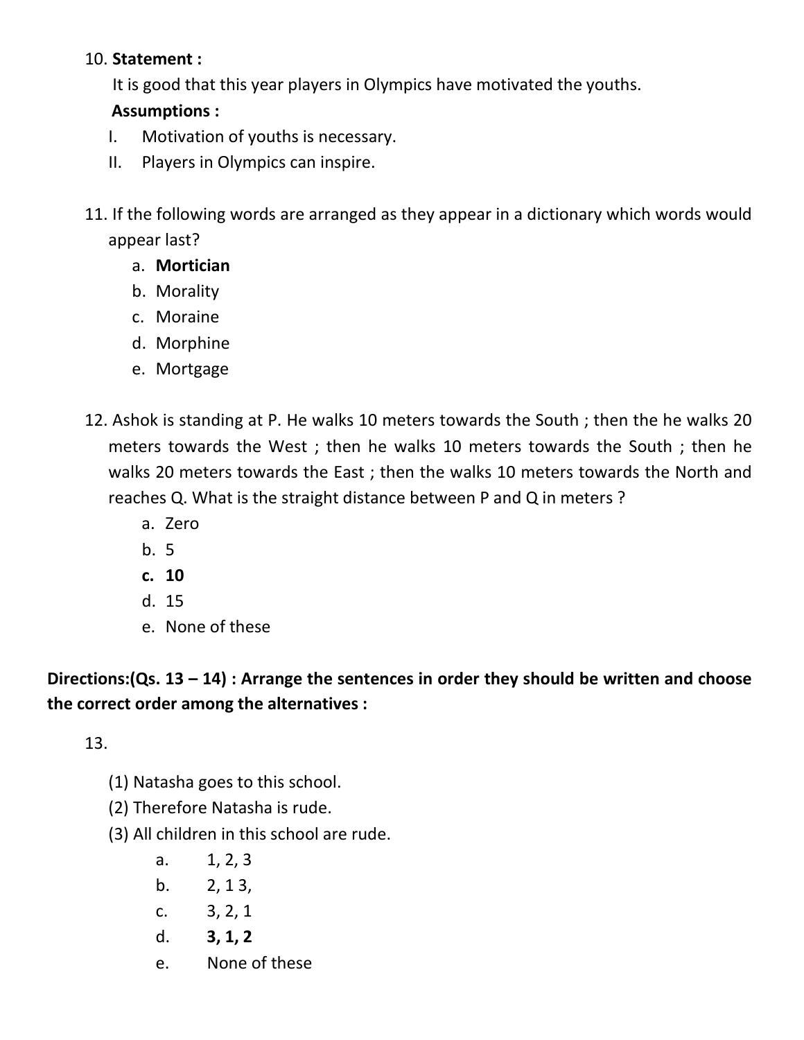10. **Statement :**

    It is good that this year players in Olympics have motivated the youths.

    **Assumptions :**

    I. Motivation of youths is necessary.

    II. Players in Olympics can inspire.

11. If the following words are arranged as they appear in a dictionary which words would appear last?

    a. **Mortician**
    b. Morality
    c. Moraine
    d. Morphine
    e. Mortgage

12. Ashok is standing at P. He walks 10 meters towards the South ; then the he walks 20 meters towards the West ; then he walks 10 meters towards the South ; then he walks 20 meters towards the East ; then the walks 10 meters towards the North and reaches Q. What is the straight distance between P and Q in meters ?

    a. Zero
    b. 5
    c. **10**
    d. 15
    e. None of these

**Directions:(Qs. 13 – 14) : Arrange the sentences in order they should be written and choose the correct order among the alternatives :**

13.

    (1) Natasha goes to this school.
    (2) Therefore Natasha is rude.
    (3) All children in this school are rude.

    a. 1, 2, 3
    b. 2, 1 3,
    c. 3, 2, 1
    d. **3, 1, 2**
    e. None of these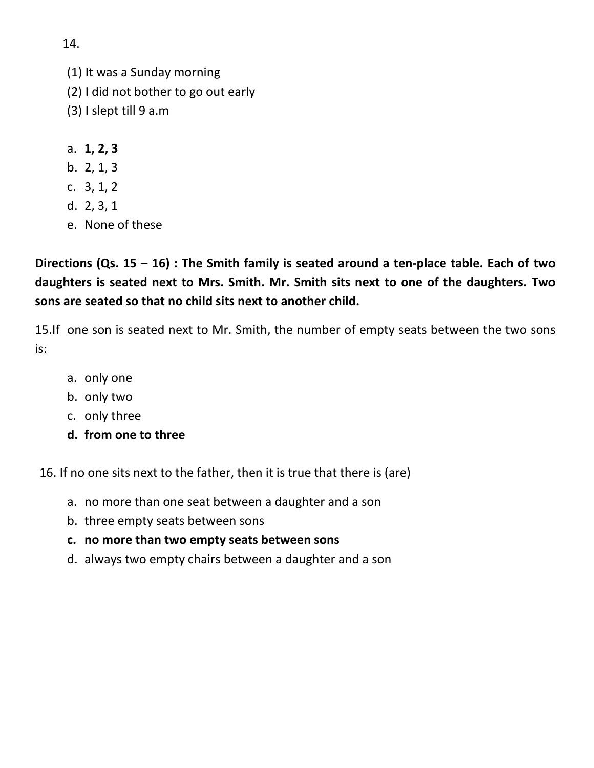14.

(1) It was a Sunday morning
(2) I did not bother to go out early
(3) I slept till 9 a.m

a. **1, 2, 3**
b. 2, 1, 3
c. 3, 1, 2
d. 2, 3, 1
e. None of these

**Directions (Qs. 15 – 16) : The Smith family is seated around a ten-place table. Each of two daughters is seated next to Mrs. Smith. Mr. Smith sits next to one of the daughters. Two sons are seated so that no child sits next to another child.**

15.If one son is seated next to Mr. Smith, the number of empty seats between the two sons is:

a. only one
b. only two
c. only three
d. **from one to three**

16. If no one sits next to the father, then it is true that there is (are)

a. no more than one seat between a daughter and a son
b. three empty seats between sons
c. **no more than two empty seats between sons**
d. always two empty chairs between a daughter and a son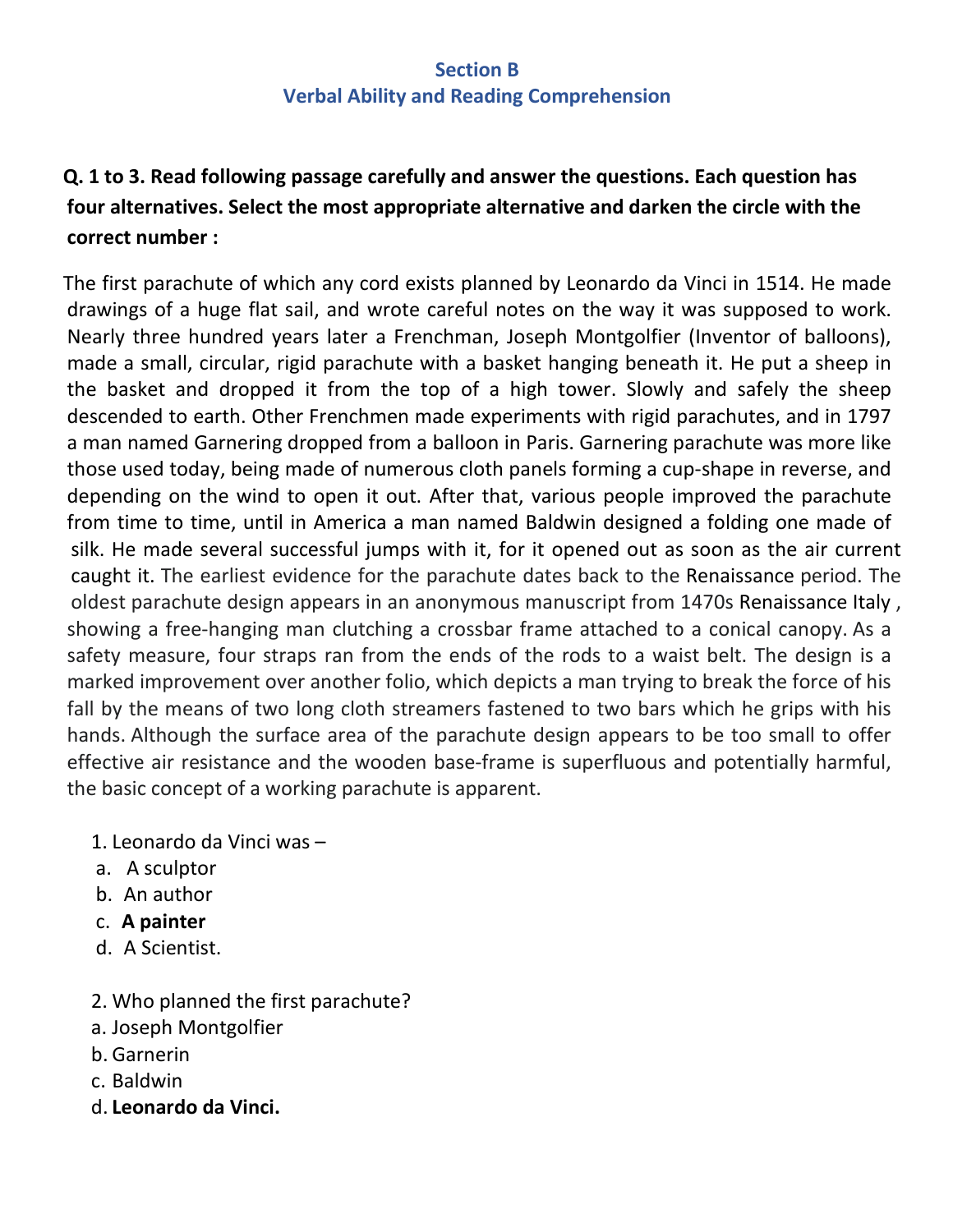## Section B
## Verbal Ability and Reading Comprehension

**Q. 1 to 3. Read following passage carefully and answer the questions. Each question has four alternatives. Select the most appropriate alternative and darken the circle with the correct number :**

The first parachute of which any cord exists planned by Leonardo da Vinci in 1514. He made drawings of a huge flat sail, and wrote careful notes on the way it was supposed to work. Nearly three hundred years later a Frenchman, Joseph Montgolfier (Inventor of balloons), made a small, circular, rigid parachute with a basket hanging beneath it. He put a sheep in the basket and dropped it from the top of a high tower. Slowly and safely the sheep descended to earth. Other Frenchmen made experiments with rigid parachutes, and in 1797 a man named Garnering dropped from a balloon in Paris. Garnering parachute was more like those used today, being made of numerous cloth panels forming a cup-shape in reverse, and depending on the wind to open it out. After that, various people improved the parachute from time to time, until in America a man named Baldwin designed a folding one made of silk. He made several successful jumps with it, for it opened out as soon as the air current caught it. The earliest evidence for the parachute dates back to the Renaissance period. The oldest parachute design appears in an anonymous manuscript from 1470s Renaissance Italy , showing a free-hanging man clutching a crossbar frame attached to a conical canopy. As a safety measure, four straps ran from the ends of the rods to a waist belt. The design is a marked improvement over another folio, which depicts a man trying to break the force of his fall by the means of two long cloth streamers fastened to two bars which he grips with his hands. Although the surface area of the parachute design appears to be too small to offer effective air resistance and the wooden base-frame is superfluous and potentially harmful, the basic concept of a working parachute is apparent.

1. Leonardo da Vinci was –
   a. A sculptor
   b. An author
   c. **A painter**
   d. A Scientist.

2. Who planned the first parachute?
   a. Joseph Montgolfier
   b. Garnerin
   c. Baldwin
   d. **Leonardo da Vinci.**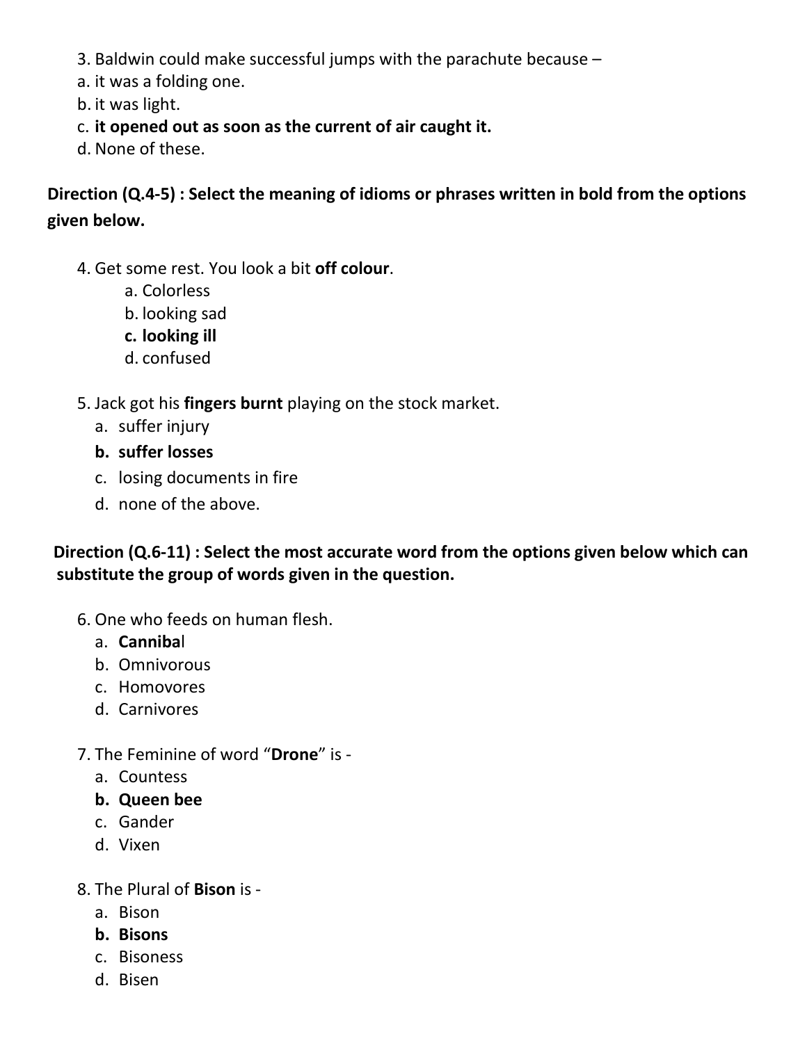3. Baldwin could make successful jumps with the parachute because –
a. it was a folding one.
b. it was light.
c. **it opened out as soon as the current of air caught it.**
d. None of these.

**Direction (Q.4-5) : Select the meaning of idioms or phrases written in bold from the options given below.**

4. Get some rest. You look a bit **off colour**.
    a. Colorless
    b. looking sad
    **c. looking ill**
    d. confused

5. Jack got his **fingers burnt** playing on the stock market.
    a. suffer injury
    **b. suffer losses**
    c. losing documents in fire
    d. none of the above.

**Direction (Q.6-11) : Select the most accurate word from the options given below which can substitute the group of words given in the question.**

6. One who feeds on human flesh.
    a. **Canniba**l
    b. Omnivorous
    c. Homovores
    d. Carnivores

7. The Feminine of word "**Drone**" is -
    a. Countess
    **b. Queen bee**
    c. Gander
    d. Vixen

8. The Plural of **Bison** is -
    a. Bison
    **b. Bisons**
    c. Bisoness
    d. Bisen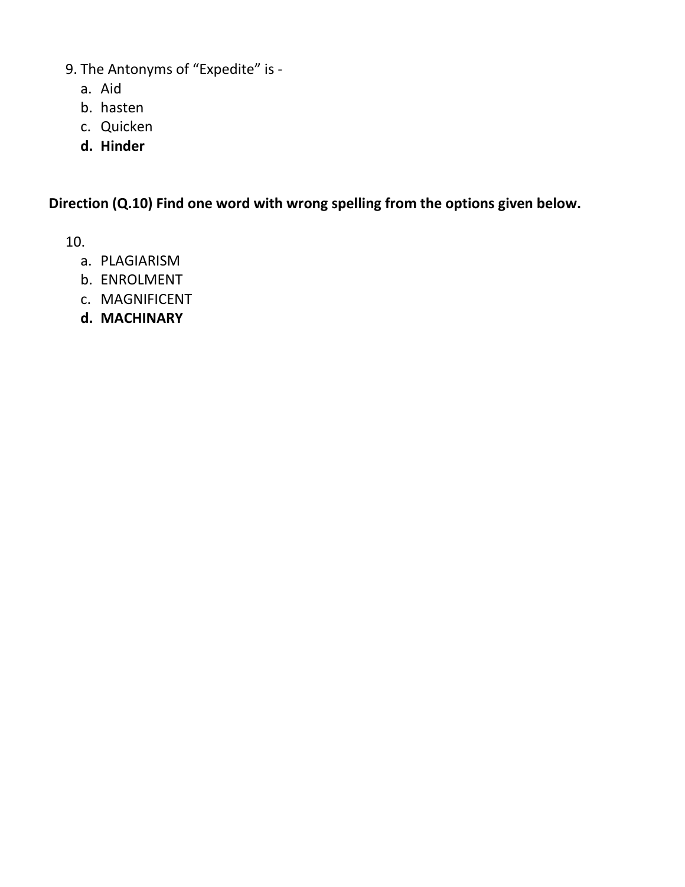9. The Antonyms of "Expedite" is -
   a. Aid
   b. hasten
   c. Quicken
   **d. Hinder**

**Direction (Q.10) Find one word with wrong spelling from the options given below.**

10.
   a. PLAGIARISM
   b. ENROLMENT
   c. MAGNIFICENT
   **d. MACHINARY**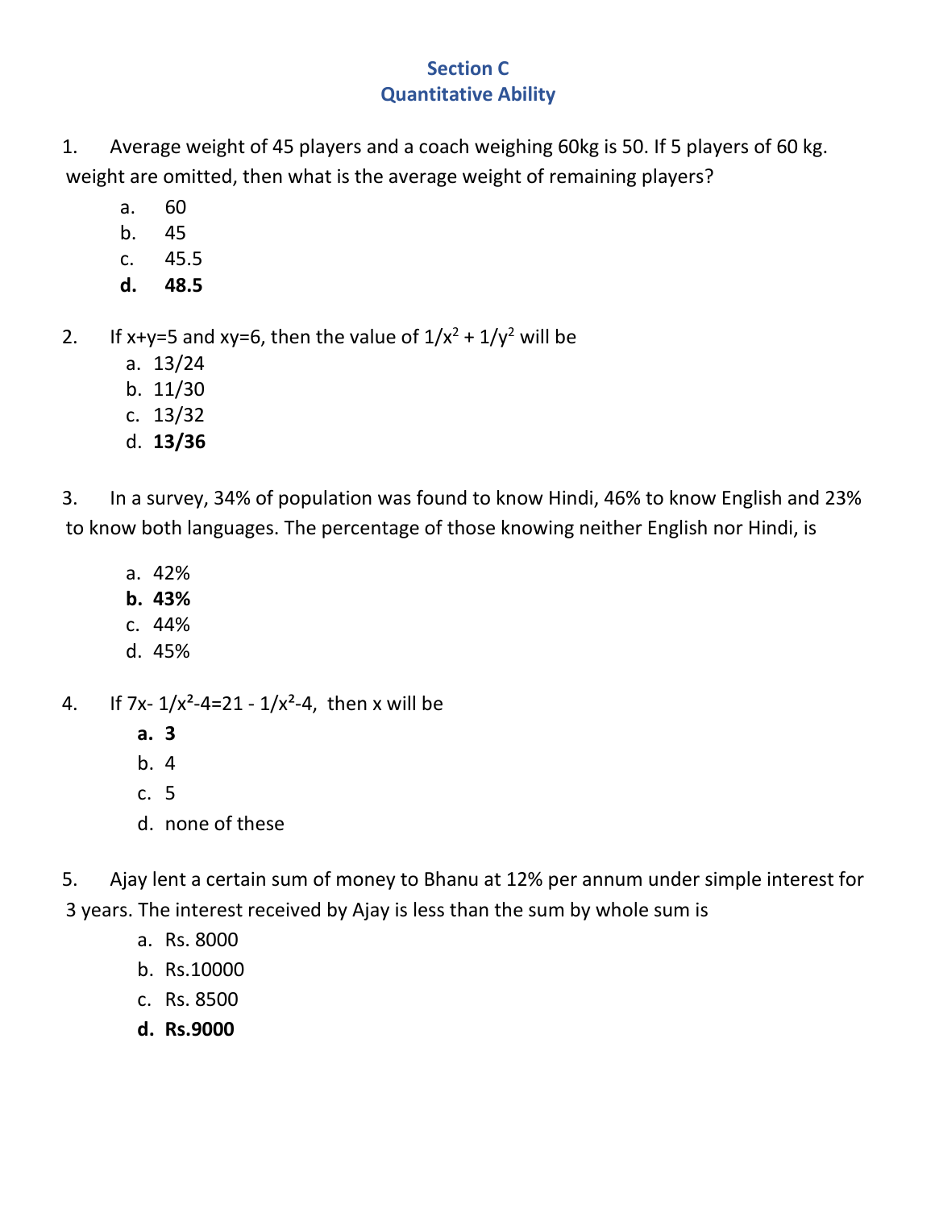## Section C
## Quantitative Ability

1. Average weight of 45 players and a coach weighing 60kg is 50. If 5 players of 60 kg. weight are omitted, then what is the average weight of remaining players?
   a. 60
   b. 45
   c. 45.5
   **d. 48.5**

2. If x+y=5 and xy=6, then the value of $1/x^2 + 1/y^2$ will be
   a. 13/24
   b. 11/30
   c. 13/32
   d. **13/36**

3. In a survey, 34% of population was found to know Hindi, 46% to know English and 23% to know both languages. The percentage of those knowing neither English nor Hindi, is
   a. 42%
   **b. 43%**
   c. 44%
   d. 45%

4. If $7x - 1/x^2 - 4 = 21 - 1/x^2 - 4$, then x will be
   **a. 3**
   b. 4
   c. 5
   d. none of these

5. Ajay lent a certain sum of money to Bhanu at 12% per annum under simple interest for 3 years. The interest received by Ajay is less than the sum by whole sum is
   a. Rs. 8000
   b. Rs.10000
   c. Rs. 8500
   **d. Rs.9000**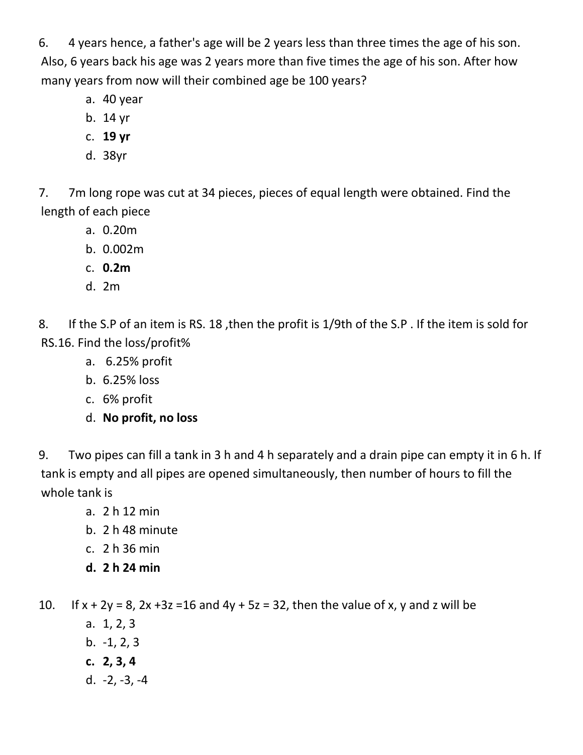6. 4 years hence, a father's age will be 2 years less than three times the age of his son. Also, 6 years back his age was 2 years more than five times the age of his son. After how many years from now will their combined age be 100 years?
   a. 40 year
   b. 14 yr
   c. **19 yr**
   d. 38yr

7. 7m long rope was cut at 34 pieces, pieces of equal length were obtained. Find the length of each piece
   a. 0.20m
   b. 0.002m
   c. **0.2m**
   d. 2m

8. If the S.P of an item is RS. 18 ,then the profit is 1/9th of the S.P . If the item is sold for RS.16. Find the loss/profit%
   a. 6.25% profit
   b. 6.25% loss
   c. 6% profit
   d. **No profit, no loss**

9. Two pipes can fill a tank in 3 h and 4 h separately and a drain pipe can empty it in 6 h. If tank is empty and all pipes are opened simultaneously, then number of hours to fill the whole tank is
   a. 2 h 12 min
   b. 2 h 48 minute
   c. 2 h 36 min
   d. **2 h 24 min**

10. If $x + 2y = 8$, $2x + 3z = 16$ and $4y + 5z = 32$, then the value of x, y and z will be
    a. 1, 2, 3
    b. -1, 2, 3
    c. **2, 3, 4**
    d. -2, -3, -4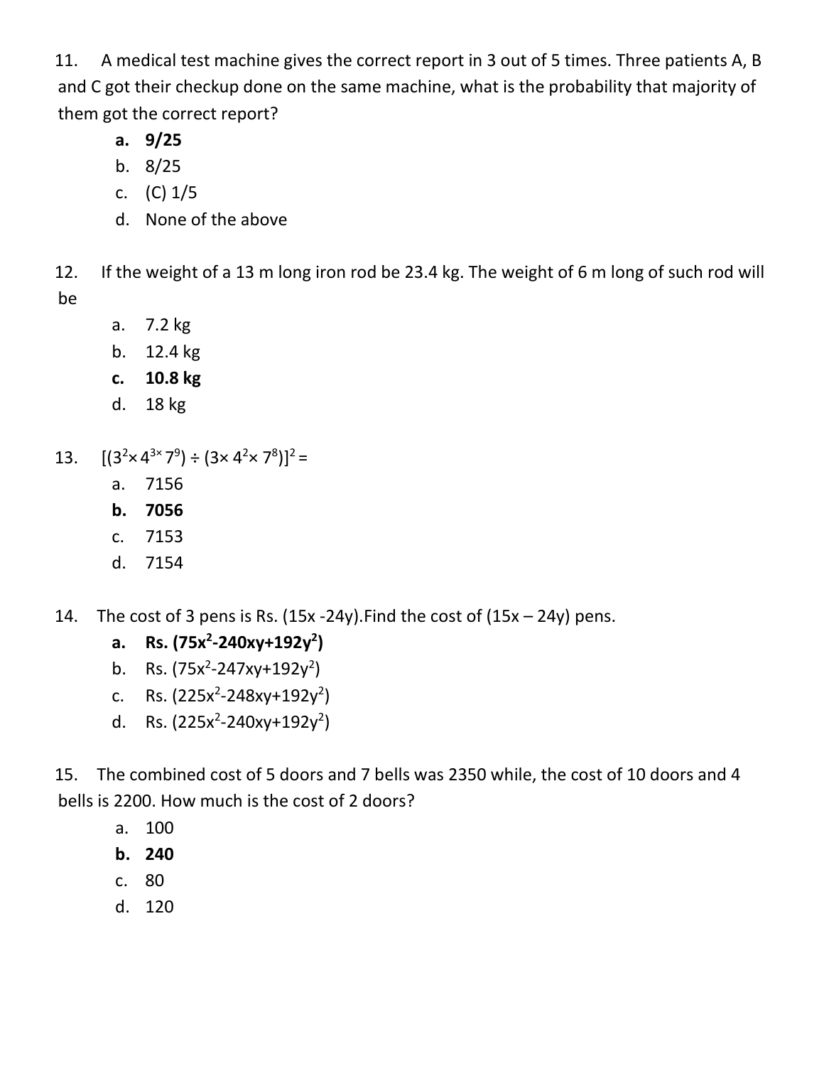11. A medical test machine gives the correct report in 3 out of 5 times. Three patients A, B and C got their checkup done on the same machine, what is the probability that majority of them got the correct report?

   a. **9/25**
   b. 8/25
   c. (C) 1/5
   d. None of the above

12. If the weight of a 13 m long iron rod be 23.4 kg. The weight of 6 m long of such rod will be

   a. 7.2 kg
   b. 12.4 kg
   c. **10.8 kg**
   d. 18 kg

13. $[(3^2 \times 4^{3\times} 7^9) \div (3 \times 4^2 \times 7^8)]^2 =$

   a. 7156
   b. **7056**
   c. 7153
   d. 7154

14. The cost of 3 pens is Rs. (15x -24y).Find the cost of (15x – 24y) pens.

   a. **Rs. ($75x^2$-240xy+$192y^2$)**
   b. Rs. ($75x^2$-247xy+$192y^2$)
   c. Rs. ($225x^2$-248xy+$192y^2$)
   d. Rs. ($225x^2$-240xy+$192y^2$)

15. The combined cost of 5 doors and 7 bells was 2350 while, the cost of 10 doors and 4 bells is 2200. How much is the cost of 2 doors?

   a. 100
   b. **240**
   c. 80
   d. 120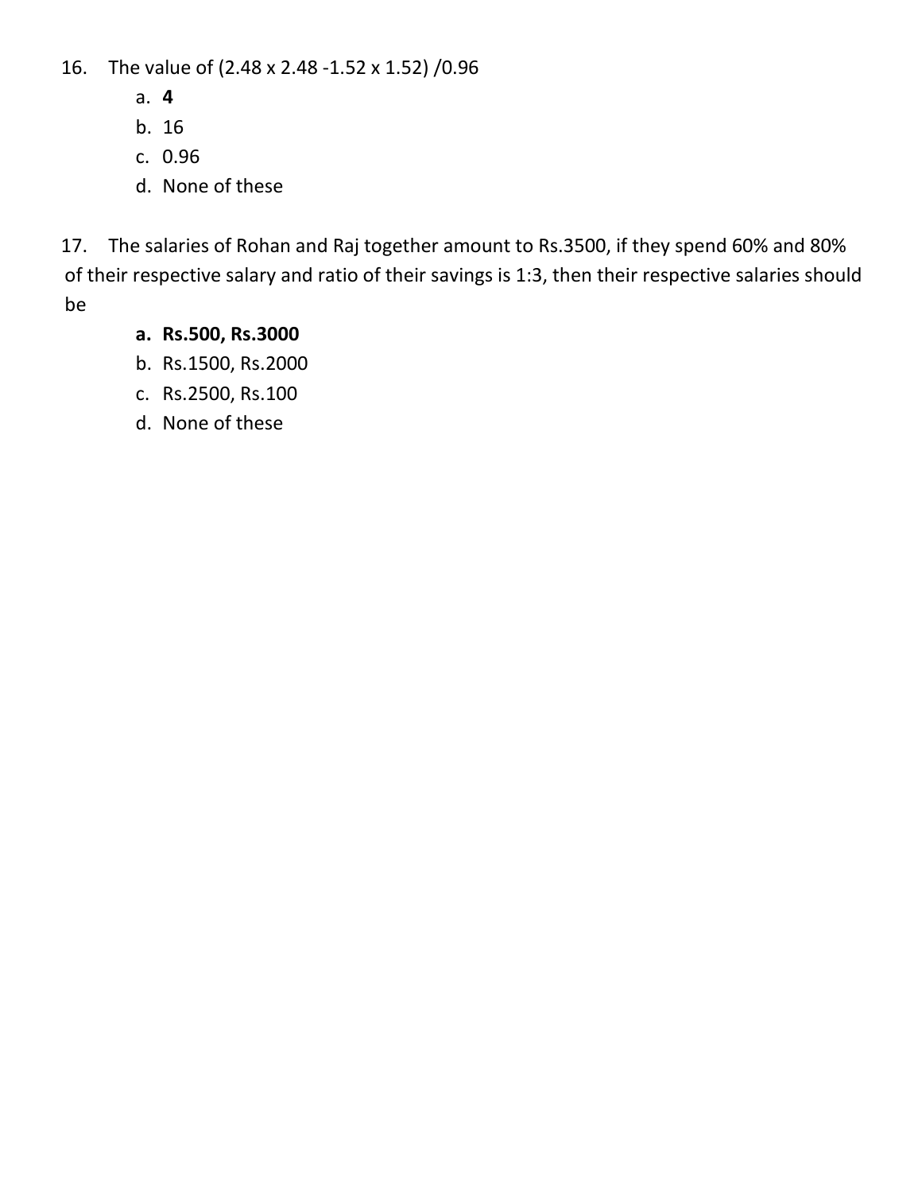16. The value of $(2.48 \times 2.48 - 1.52 \times 1.52) / 0.96$

   a. **4**
   b. 16
   c. 0.96
   d. None of these

17. The salaries of Rohan and Raj together amount to Rs.3500, if they spend 60% and 80% of their respective salary and ratio of their savings is 1:3, then their respective salaries should be

   a. **Rs.500, Rs.3000**
   b. Rs.1500, Rs.2000
   c. Rs.2500, Rs.100
   d. None of these